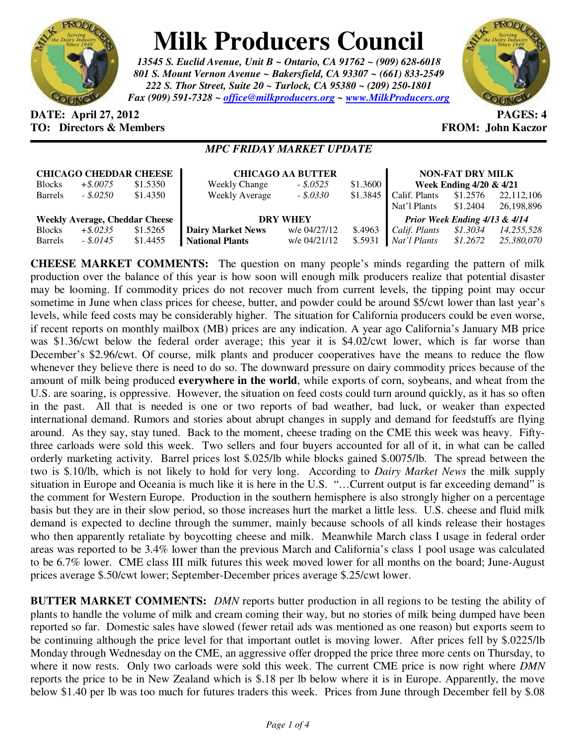# Milk Producers Council

***13545 S. Euclid Avenue, Unit B ~ Ontario, CA 91762 ~ (909) 628-6018***
***801 S. Mount Vernon Avenue ~ Bakersfield, CA 93307 ~ (661) 833-2549***
***222 S. Thor Street, Suite 20 ~ Turlock, CA 95380 ~ (209) 250-1801***
***Fax (909) 591-7328 ~ office@milkproducers.org ~ www.MilkProducers.org***

**DATE: April 27, 2012** | **PAGES: 4**
**TO: Directors & Members** | **FROM: John Kaczor**

## *MPC FRIDAY MARKET UPDATE*

| **CHICAGO CHEDDAR CHEESE** | | |
|---|---|---|
| Blocks | *+$.0075* | $1.5350 |
| Barrels | *- $.0250* | $1.4350 |
| **Weekly Average, Cheddar Cheese** | | |
| Blocks | *+$.0235* | $1.5265 |
| Barrels | *- $.0145* | $1.4455 |

| **CHICAGO AA BUTTER** | | |
|---|---|---|
| Weekly Change | *- $.0525* | $1.3600 |
| Weekly Average | *- $.0330* | $1.3845 |
| **DRY WHEY** | | |
| **Dairy Market News** | w/e 04/27/12 | $.4963 |
| **National Plants** | w/e 04/21/12 | $.5931 |

| **NON-FAT DRY MILK** | | |
|---|---|---|
| **Week Ending 4/20 & 4/21** | | |
| Calif. Plants | $1.2576 | 22,112,106 |
| Nat'l Plants | $1.2404 | 26,198,896 |
| ***Prior Week Ending 4/13 & 4/14*** | | |
| *Calif. Plants* | *$1.3034* | *14,255,528* |
| *Nat'l Plants* | *$1.2672* | *25,380,070* |

**CHEESE MARKET COMMENTS:** The question on many people's minds regarding the pattern of milk production over the balance of this year is how soon will enough milk producers realize that potential disaster may be looming. If commodity prices do not recover much from current levels, the tipping point may occur sometime in June when class prices for cheese, butter, and powder could be around $5/cwt lower than last year's levels, while feed costs may be considerably higher. The situation for California producers could be even worse, if recent reports on monthly mailbox (MB) prices are any indication. A year ago California's January MB price was $1.36/cwt below the federal order average; this year it is $4.02/cwt lower, which is far worse than December's $2.96/cwt. Of course, milk plants and producer cooperatives have the means to reduce the flow whenever they believe there is need to do so. The downward pressure on dairy commodity prices because of the amount of milk being produced **everywhere in the world**, while exports of corn, soybeans, and wheat from the U.S. are soaring, is oppressive. However, the situation on feed costs could turn around quickly, as it has so often in the past. All that is needed is one or two reports of bad weather, bad luck, or weaker than expected international demand. Rumors and stories about abrupt changes in supply and demand for feedstuffs are flying around. As they say, stay tuned. Back to the moment, cheese trading on the CME this week was heavy. Fifty-three carloads were sold this week. Two sellers and four buyers accounted for all of it, in what can be called orderly marketing activity. Barrel prices lost $.025/lb while blocks gained $.0075/lb. The spread between the two is $.10/lb, which is not likely to hold for very long. According to *Dairy Market News* the milk supply situation in Europe and Oceania is much like it is here in the U.S. "…Current output is far exceeding demand" is the comment for Western Europe. Production in the southern hemisphere is also strongly higher on a percentage basis but they are in their slow period, so those increases hurt the market a little less. U.S. cheese and fluid milk demand is expected to decline through the summer, mainly because schools of all kinds release their hostages who then apparently retaliate by boycotting cheese and milk. Meanwhile March class I usage in federal order areas was reported to be 3.4% lower than the previous March and California's class 1 pool usage was calculated to be 6.7% lower. CME class III milk futures this week moved lower for all months on the board; June-August prices average $.50/cwt lower; September-December prices average $.25/cwt lower.

**BUTTER MARKET COMMENTS:** *DMN* reports butter production in all regions to be testing the ability of plants to handle the volume of milk and cream coming their way, but no stories of milk being dumped have been reported so far. Domestic sales have slowed (fewer retail ads was mentioned as one reason) but exports seem to be continuing although the price level for that important outlet is moving lower. After prices fell by $.0225/lb Monday through Wednesday on the CME, an aggressive offer dropped the price three more cents on Thursday, to where it now rests. Only two carloads were sold this week. The current CME price is now right where *DMN* reports the price to be in New Zealand which is $.18 per lb below where it is in Europe. Apparently, the move below $1.40 per lb was too much for futures traders this week. Prices from June through December fell by $.08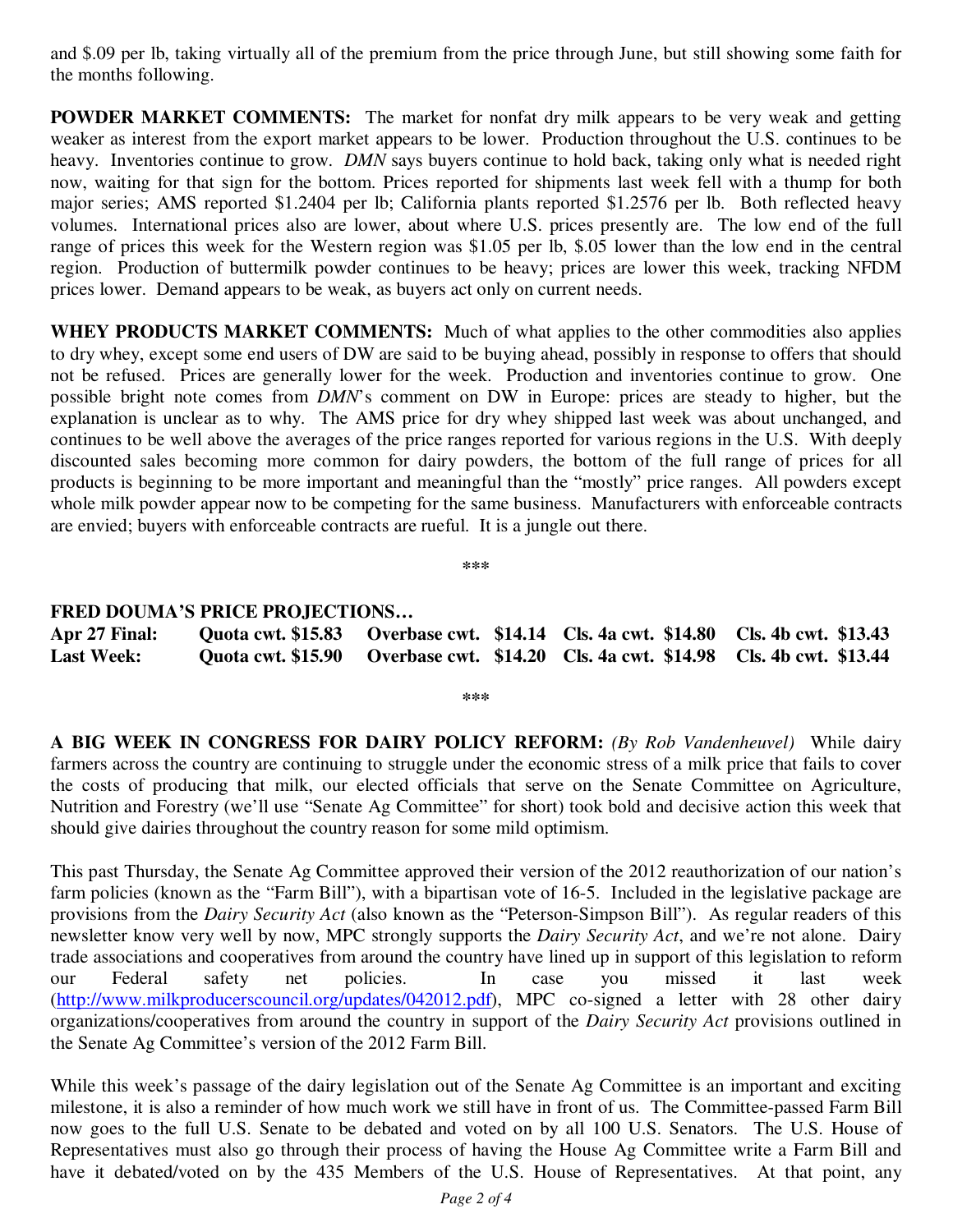and $.09 per lb, taking virtually all of the premium from the price through June, but still showing some faith for the months following.

**POWDER MARKET COMMENTS:** The market for nonfat dry milk appears to be very weak and getting weaker as interest from the export market appears to be lower. Production throughout the U.S. continues to be heavy. Inventories continue to grow. *DMN* says buyers continue to hold back, taking only what is needed right now, waiting for that sign for the bottom. Prices reported for shipments last week fell with a thump for both major series; AMS reported $1.2404 per lb; California plants reported $1.2576 per lb. Both reflected heavy volumes. International prices also are lower, about where U.S. prices presently are. The low end of the full range of prices this week for the Western region was $1.05 per lb, $.05 lower than the low end in the central region. Production of buttermilk powder continues to be heavy; prices are lower this week, tracking NFDM prices lower. Demand appears to be weak, as buyers act only on current needs.

**WHEY PRODUCTS MARKET COMMENTS:** Much of what applies to the other commodities also applies to dry whey, except some end users of DW are said to be buying ahead, possibly in response to offers that should not be refused. Prices are generally lower for the week. Production and inventories continue to grow. One possible bright note comes from *DMN*'s comment on DW in Europe: prices are steady to higher, but the explanation is unclear as to why. The AMS price for dry whey shipped last week was about unchanged, and continues to be well above the averages of the price ranges reported for various regions in the U.S. With deeply discounted sales becoming more common for dairy powders, the bottom of the full range of prices for all products is beginning to be more important and meaningful than the "mostly" price ranges. All powders except whole milk powder appear now to be competing for the same business. Manufacturers with enforceable contracts are envied; buyers with enforceable contracts are rueful. It is a jungle out there.

\*\*\*

**FRED DOUMA'S PRICE PROJECTIONS…**

| | | | | |
|---|---|---|---|---|
| **Apr 27 Final:** | **Quota cwt. $15.83** | **Overbase cwt. $14.14** | **Cls. 4a cwt. $14.80** | **Cls. 4b cwt. $13.43** |
| **Last Week:** | **Quota cwt. $15.90** | **Overbase cwt. $14.20** | **Cls. 4a cwt. $14.98** | **Cls. 4b cwt. $13.44** |

\*\*\*

**A BIG WEEK IN CONGRESS FOR DAIRY POLICY REFORM:** *(By Rob Vandenheuvel)* While dairy farmers across the country are continuing to struggle under the economic stress of a milk price that fails to cover the costs of producing that milk, our elected officials that serve on the Senate Committee on Agriculture, Nutrition and Forestry (we'll use "Senate Ag Committee" for short) took bold and decisive action this week that should give dairies throughout the country reason for some mild optimism.

This past Thursday, the Senate Ag Committee approved their version of the 2012 reauthorization of our nation's farm policies (known as the "Farm Bill"), with a bipartisan vote of 16-5. Included in the legislative package are provisions from the *Dairy Security Act* (also known as the "Peterson-Simpson Bill"). As regular readers of this newsletter know very well by now, MPC strongly supports the *Dairy Security Act*, and we're not alone. Dairy trade associations and cooperatives from around the country have lined up in support of this legislation to reform our Federal safety net policies. In case you missed it last week (http://www.milkproducerscouncil.org/updates/042012.pdf), MPC co-signed a letter with 28 other dairy organizations/cooperatives from around the country in support of the *Dairy Security Act* provisions outlined in the Senate Ag Committee's version of the 2012 Farm Bill.

While this week's passage of the dairy legislation out of the Senate Ag Committee is an important and exciting milestone, it is also a reminder of how much work we still have in front of us. The Committee-passed Farm Bill now goes to the full U.S. Senate to be debated and voted on by all 100 U.S. Senators. The U.S. House of Representatives must also go through their process of having the House Ag Committee write a Farm Bill and have it debated/voted on by the 435 Members of the U.S. House of Representatives. At that point, any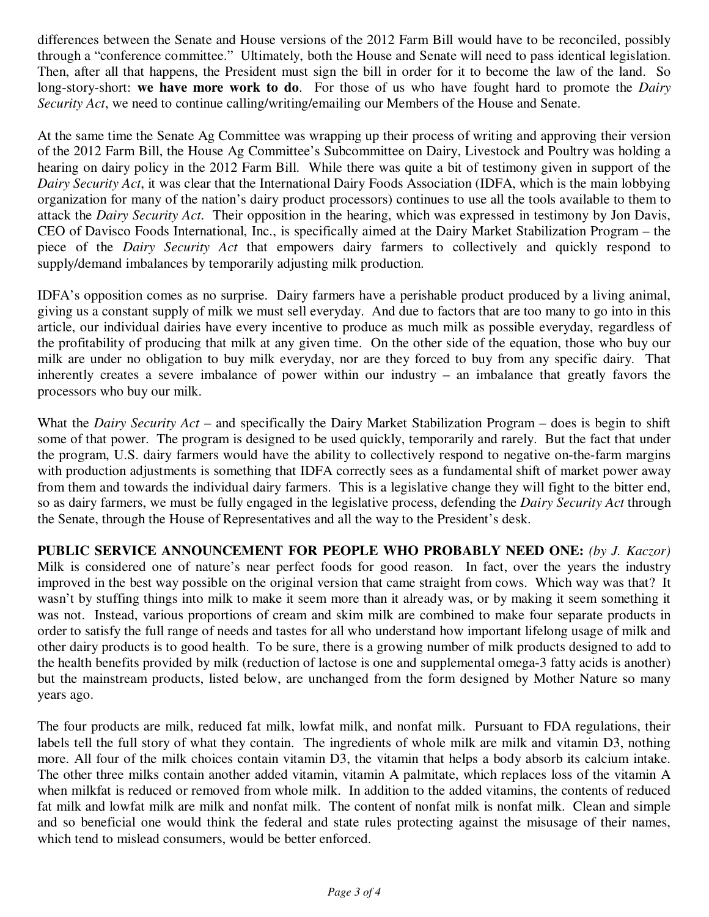differences between the Senate and House versions of the 2012 Farm Bill would have to be reconciled, possibly through a "conference committee." Ultimately, both the House and Senate will need to pass identical legislation. Then, after all that happens, the President must sign the bill in order for it to become the law of the land. So long-story-short: **we have more work to do**. For those of us who have fought hard to promote the *Dairy Security Act*, we need to continue calling/writing/emailing our Members of the House and Senate.

At the same time the Senate Ag Committee was wrapping up their process of writing and approving their version of the 2012 Farm Bill, the House Ag Committee's Subcommittee on Dairy, Livestock and Poultry was holding a hearing on dairy policy in the 2012 Farm Bill. While there was quite a bit of testimony given in support of the *Dairy Security Act*, it was clear that the International Dairy Foods Association (IDFA, which is the main lobbying organization for many of the nation's dairy product processors) continues to use all the tools available to them to attack the *Dairy Security Act*. Their opposition in the hearing, which was expressed in testimony by Jon Davis, CEO of Davisco Foods International, Inc., is specifically aimed at the Dairy Market Stabilization Program – the piece of the *Dairy Security Act* that empowers dairy farmers to collectively and quickly respond to supply/demand imbalances by temporarily adjusting milk production.

IDFA's opposition comes as no surprise. Dairy farmers have a perishable product produced by a living animal, giving us a constant supply of milk we must sell everyday. And due to factors that are too many to go into in this article, our individual dairies have every incentive to produce as much milk as possible everyday, regardless of the profitability of producing that milk at any given time. On the other side of the equation, those who buy our milk are under no obligation to buy milk everyday, nor are they forced to buy from any specific dairy. That inherently creates a severe imbalance of power within our industry – an imbalance that greatly favors the processors who buy our milk.

What the *Dairy Security Act* – and specifically the Dairy Market Stabilization Program – does is begin to shift some of that power. The program is designed to be used quickly, temporarily and rarely. But the fact that under the program, U.S. dairy farmers would have the ability to collectively respond to negative on-the-farm margins with production adjustments is something that IDFA correctly sees as a fundamental shift of market power away from them and towards the individual dairy farmers. This is a legislative change they will fight to the bitter end, so as dairy farmers, we must be fully engaged in the legislative process, defending the *Dairy Security Act* through the Senate, through the House of Representatives and all the way to the President's desk.

**PUBLIC SERVICE ANNOUNCEMENT FOR PEOPLE WHO PROBABLY NEED ONE:** *(by J. Kaczor)* Milk is considered one of nature's near perfect foods for good reason. In fact, over the years the industry improved in the best way possible on the original version that came straight from cows. Which way was that? It wasn't by stuffing things into milk to make it seem more than it already was, or by making it seem something it was not. Instead, various proportions of cream and skim milk are combined to make four separate products in order to satisfy the full range of needs and tastes for all who understand how important lifelong usage of milk and other dairy products is to good health. To be sure, there is a growing number of milk products designed to add to the health benefits provided by milk (reduction of lactose is one and supplemental omega-3 fatty acids is another) but the mainstream products, listed below, are unchanged from the form designed by Mother Nature so many years ago.

The four products are milk, reduced fat milk, lowfat milk, and nonfat milk. Pursuant to FDA regulations, their labels tell the full story of what they contain. The ingredients of whole milk are milk and vitamin D3, nothing more. All four of the milk choices contain vitamin D3, the vitamin that helps a body absorb its calcium intake. The other three milks contain another added vitamin, vitamin A palmitate, which replaces loss of the vitamin A when milkfat is reduced or removed from whole milk. In addition to the added vitamins, the contents of reduced fat milk and lowfat milk are milk and nonfat milk. The content of nonfat milk is nonfat milk. Clean and simple and so beneficial one would think the federal and state rules protecting against the misusage of their names, which tend to mislead consumers, would be better enforced.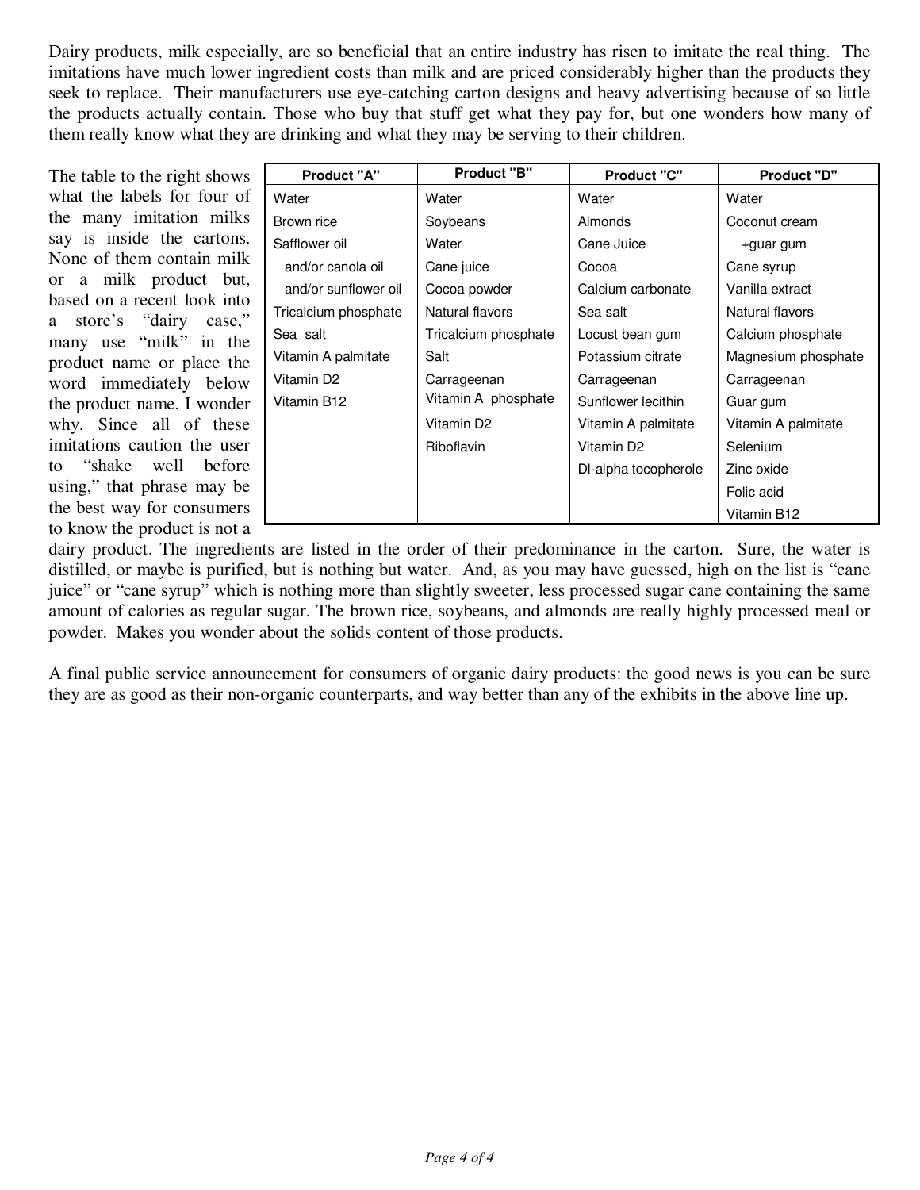Dairy products, milk especially, are so beneficial that an entire industry has risen to imitate the real thing. The imitations have much lower ingredient costs than milk and are priced considerably higher than the products they seek to replace. Their manufacturers use eye-catching carton designs and heavy advertising because of so little the products actually contain. Those who buy that stuff get what they pay for, but one wonders how many of them really know what they are drinking and what they may be serving to their children.

The table to the right shows what the labels for four of the many imitation milks say is inside the cartons. None of them contain milk or a milk product but, based on a recent look into a store's "dairy case," many use "milk" in the product name or place the word immediately below the product name. I wonder why. Since all of these imitations caution the user to "shake well before using," that phrase may be the best way for consumers to know the product is not a dairy product. The ingredients are listed in the order of their predominance in the carton. Sure, the water is distilled, or maybe is purified, but is nothing but water. And, as you may have guessed, high on the list is "cane juice" or "cane syrup" which is nothing more than slightly sweeter, less processed sugar cane containing the same amount of calories as regular sugar. The brown rice, soybeans, and almonds are really highly processed meal or powder. Makes you wonder about the solids content of those products.

| Product "A" | Product "B" | Product "C" | Product "D" |
|---|---|---|---|
| Water | Water | Water | Water |
| Brown rice | Soybeans | Almonds | Coconut cream |
| Safflower oil | Water | Cane Juice | +guar gum |
| and/or canola oil | Cane juice | Cocoa | Cane syrup |
| and/or sunflower oil | Cocoa powder | Calcium carbonate | Vanilla extract |
| Tricalcium phosphate | Natural flavors | Sea salt | Natural flavors |
| Sea salt | Tricalcium phosphate | Locust bean gum | Calcium phosphate |
| Vitamin A palmitate | Salt | Potassium citrate | Magnesium phosphate |
| Vitamin D2 | Carrageenan | Carrageenan | Carrageenan |
| Vitamin B12 | Vitamin A phosphate | Sunflower lecithin | Guar gum |
| | Vitamin D2 | Vitamin A palmitate | Vitamin A palmitate |
| | Riboflavin | Vitamin D2 | Selenium |
| | | Dl-alpha tocopherole | Zinc oxide |
| | | | Folic acid |
| | | | Vitamin B12 |

A final public service announcement for consumers of organic dairy products: the good news is you can be sure they are as good as their non-organic counterparts, and way better than any of the exhibits in the above line up.